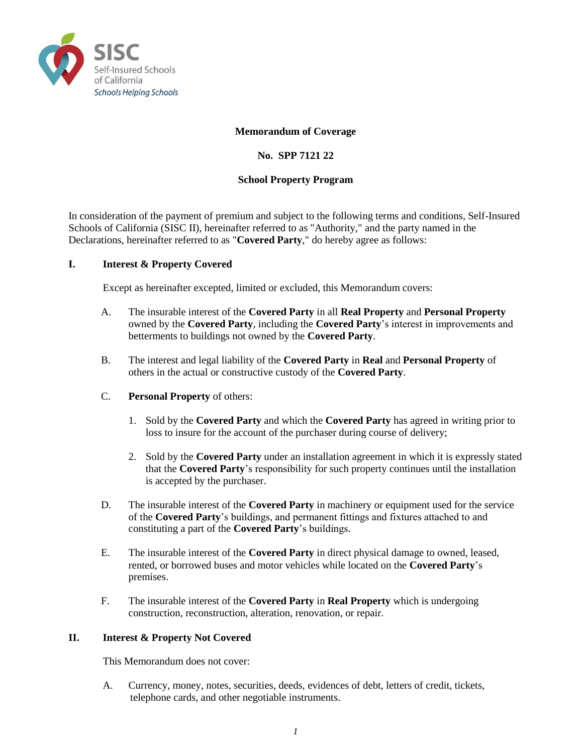SISC
Self-Insured Schools of California
*Schools Helping Schools*

**Memorandum of Coverage**

**No. SPP 7121 22**

**School Property Program**

In consideration of the payment of premium and subject to the following terms and conditions, Self-Insured Schools of California (SISC II), hereinafter referred to as "Authority," and the party named in the Declarations, hereinafter referred to as "**Covered Party**," do hereby agree as follows:

## I. Interest & Property Covered

Except as hereinafter excepted, limited or excluded, this Memorandum covers:

A. The insurable interest of the **Covered Party** in all **Real Property** and **Personal Property** owned by the **Covered Party**, including the **Covered Party**'s interest in improvements and betterments to buildings not owned by the **Covered Party**.

B. The interest and legal liability of the **Covered Party** in **Real** and **Personal Property** of others in the actual or constructive custody of the **Covered Party**.

C. **Personal Property** of others:

1. Sold by the **Covered Party** and which the **Covered Party** has agreed in writing prior to loss to insure for the account of the purchaser during course of delivery;

2. Sold by the **Covered Party** under an installation agreement in which it is expressly stated that the **Covered Party**'s responsibility for such property continues until the installation is accepted by the purchaser.

D. The insurable interest of the **Covered Party** in machinery or equipment used for the service of the **Covered Party**'s buildings, and permanent fittings and fixtures attached to and constituting a part of the **Covered Party**'s buildings.

E. The insurable interest of the **Covered Party** in direct physical damage to owned, leased, rented, or borrowed buses and motor vehicles while located on the **Covered Party**'s premises.

F. The insurable interest of the **Covered Party** in **Real Property** which is undergoing construction, reconstruction, alteration, renovation, or repair.

## II. Interest & Property Not Covered

This Memorandum does not cover:

A. Currency, money, notes, securities, deeds, evidences of debt, letters of credit, tickets, telephone cards, and other negotiable instruments.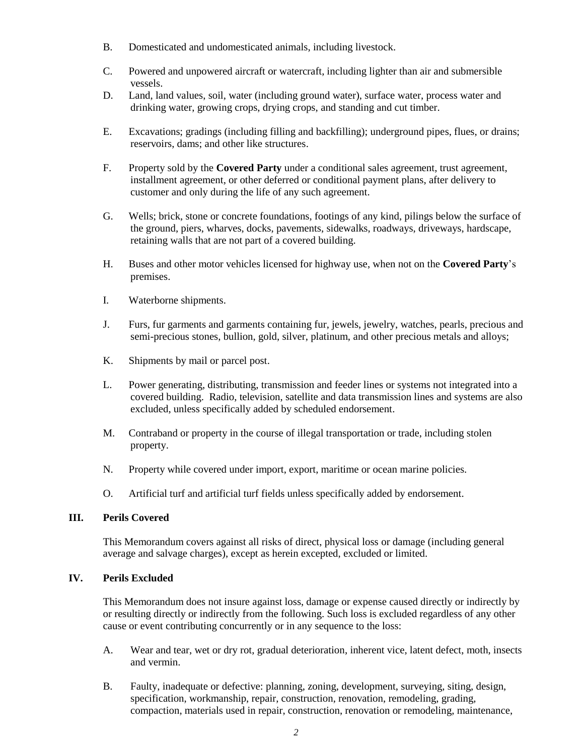B. Domesticated and undomesticated animals, including livestock.

C. Powered and unpowered aircraft or watercraft, including lighter than air and submersible vessels.

D. Land, land values, soil, water (including ground water), surface water, process water and drinking water, growing crops, drying crops, and standing and cut timber.

E. Excavations; gradings (including filling and backfilling); underground pipes, flues, or drains; reservoirs, dams; and other like structures.

F. Property sold by the **Covered Party** under a conditional sales agreement, trust agreement, installment agreement, or other deferred or conditional payment plans, after delivery to customer and only during the life of any such agreement.

G. Wells; brick, stone or concrete foundations, footings of any kind, pilings below the surface of the ground, piers, wharves, docks, pavements, sidewalks, roadways, driveways, hardscape, retaining walls that are not part of a covered building.

H. Buses and other motor vehicles licensed for highway use, when not on the **Covered Party**'s premises.

I. Waterborne shipments.

J. Furs, fur garments and garments containing fur, jewels, jewelry, watches, pearls, precious and semi-precious stones, bullion, gold, silver, platinum, and other precious metals and alloys;

K. Shipments by mail or parcel post.

L. Power generating, distributing, transmission and feeder lines or systems not integrated into a covered building. Radio, television, satellite and data transmission lines and systems are also excluded, unless specifically added by scheduled endorsement.

M. Contraband or property in the course of illegal transportation or trade, including stolen property.

N. Property while covered under import, export, maritime or ocean marine policies.

O. Artificial turf and artificial turf fields unless specifically added by endorsement.

## III. Perils Covered

This Memorandum covers against all risks of direct, physical loss or damage (including general average and salvage charges), except as herein excepted, excluded or limited.

## IV. Perils Excluded

This Memorandum does not insure against loss, damage or expense caused directly or indirectly by or resulting directly or indirectly from the following. Such loss is excluded regardless of any other cause or event contributing concurrently or in any sequence to the loss:

A. Wear and tear, wet or dry rot, gradual deterioration, inherent vice, latent defect, moth, insects and vermin.

B. Faulty, inadequate or defective: planning, zoning, development, surveying, siting, design, specification, workmanship, repair, construction, renovation, remodeling, grading, compaction, materials used in repair, construction, renovation or remodeling, maintenance,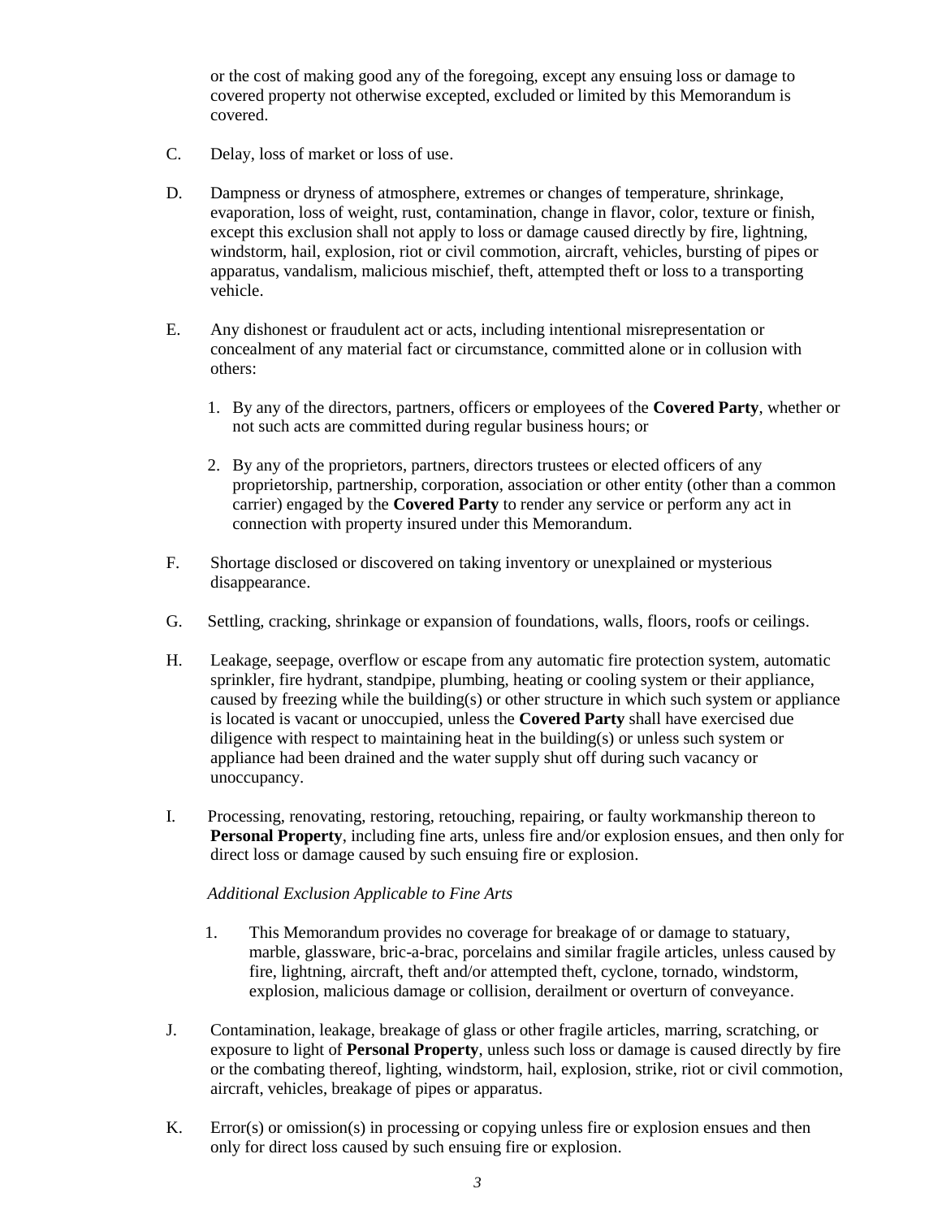or the cost of making good any of the foregoing, except any ensuing loss or damage to covered property not otherwise excepted, excluded or limited by this Memorandum is covered.

C. Delay, loss of market or loss of use.

D. Dampness or dryness of atmosphere, extremes or changes of temperature, shrinkage, evaporation, loss of weight, rust, contamination, change in flavor, color, texture or finish, except this exclusion shall not apply to loss or damage caused directly by fire, lightning, windstorm, hail, explosion, riot or civil commotion, aircraft, vehicles, bursting of pipes or apparatus, vandalism, malicious mischief, theft, attempted theft or loss to a transporting vehicle.

E. Any dishonest or fraudulent act or acts, including intentional misrepresentation or concealment of any material fact or circumstance, committed alone or in collusion with others:

1. By any of the directors, partners, officers or employees of the **Covered Party**, whether or not such acts are committed during regular business hours; or

2. By any of the proprietors, partners, directors trustees or elected officers of any proprietorship, partnership, corporation, association or other entity (other than a common carrier) engaged by the **Covered Party** to render any service or perform any act in connection with property insured under this Memorandum.

F. Shortage disclosed or discovered on taking inventory or unexplained or mysterious disappearance.

G. Settling, cracking, shrinkage or expansion of foundations, walls, floors, roofs or ceilings.

H. Leakage, seepage, overflow or escape from any automatic fire protection system, automatic sprinkler, fire hydrant, standpipe, plumbing, heating or cooling system or their appliance, caused by freezing while the building(s) or other structure in which such system or appliance is located is vacant or unoccupied, unless the **Covered Party** shall have exercised due diligence with respect to maintaining heat in the building(s) or unless such system or appliance had been drained and the water supply shut off during such vacancy or unoccupancy.

I. Processing, renovating, restoring, retouching, repairing, or faulty workmanship thereon to **Personal Property**, including fine arts, unless fire and/or explosion ensues, and then only for direct loss or damage caused by such ensuing fire or explosion.

*Additional Exclusion Applicable to Fine Arts*

1. This Memorandum provides no coverage for breakage of or damage to statuary, marble, glassware, bric-a-brac, porcelains and similar fragile articles, unless caused by fire, lightning, aircraft, theft and/or attempted theft, cyclone, tornado, windstorm, explosion, malicious damage or collision, derailment or overturn of conveyance.

J. Contamination, leakage, breakage of glass or other fragile articles, marring, scratching, or exposure to light of **Personal Property**, unless such loss or damage is caused directly by fire or the combating thereof, lighting, windstorm, hail, explosion, strike, riot or civil commotion, aircraft, vehicles, breakage of pipes or apparatus.

K. Error(s) or omission(s) in processing or copying unless fire or explosion ensues and then only for direct loss caused by such ensuing fire or explosion.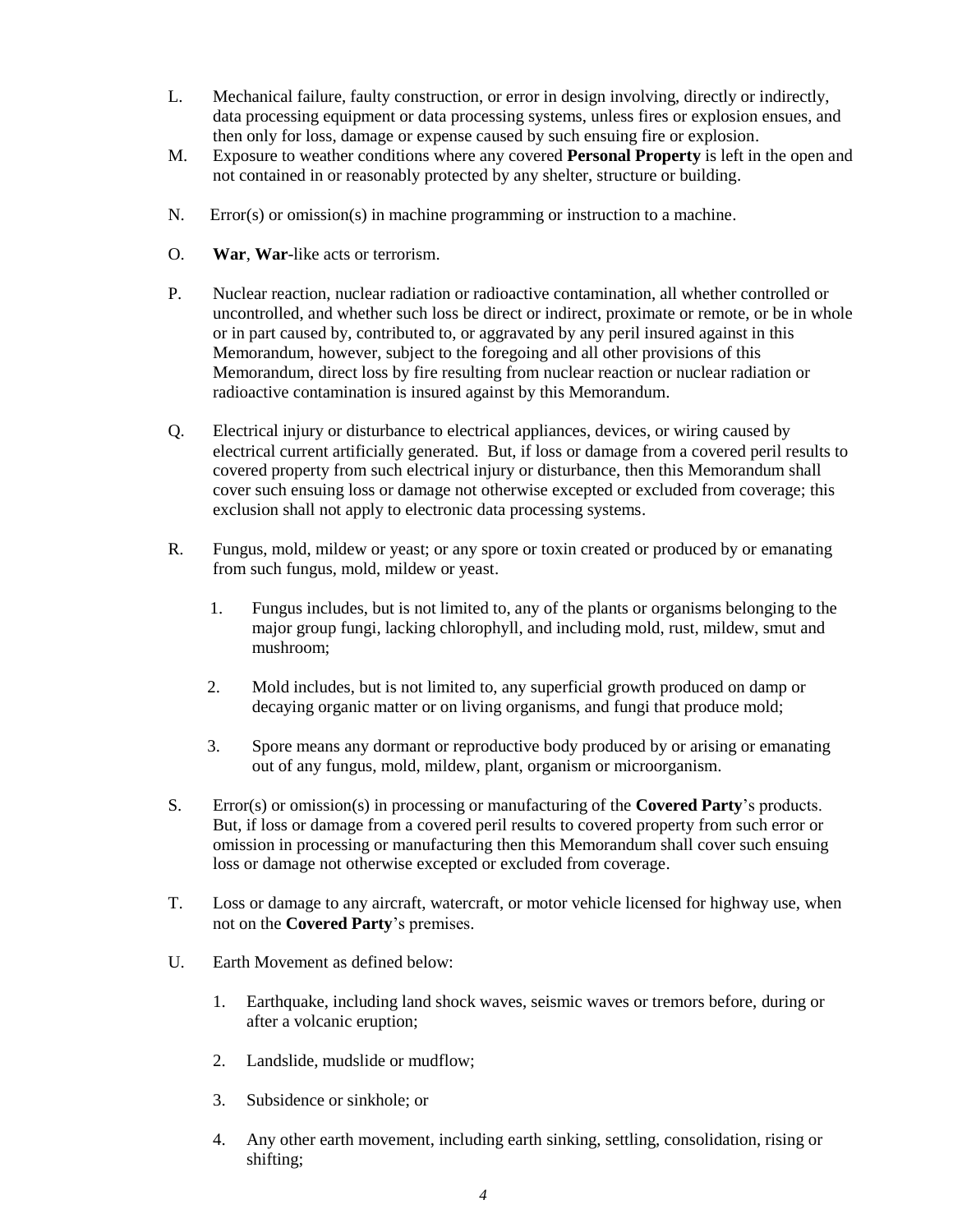L. Mechanical failure, faulty construction, or error in design involving, directly or indirectly, data processing equipment or data processing systems, unless fires or explosion ensues, and then only for loss, damage or expense caused by such ensuing fire or explosion.

M. Exposure to weather conditions where any covered **Personal Property** is left in the open and not contained in or reasonably protected by any shelter, structure or building.

N. Error(s) or omission(s) in machine programming or instruction to a machine.

O. **War**, **War**-like acts or terrorism.

P. Nuclear reaction, nuclear radiation or radioactive contamination, all whether controlled or uncontrolled, and whether such loss be direct or indirect, proximate or remote, or be in whole or in part caused by, contributed to, or aggravated by any peril insured against in this Memorandum, however, subject to the foregoing and all other provisions of this Memorandum, direct loss by fire resulting from nuclear reaction or nuclear radiation or radioactive contamination is insured against by this Memorandum.

Q. Electrical injury or disturbance to electrical appliances, devices, or wiring caused by electrical current artificially generated. But, if loss or damage from a covered peril results to covered property from such electrical injury or disturbance, then this Memorandum shall cover such ensuing loss or damage not otherwise excepted or excluded from coverage; this exclusion shall not apply to electronic data processing systems.

R. Fungus, mold, mildew or yeast; or any spore or toxin created or produced by or emanating from such fungus, mold, mildew or yeast.

   1. Fungus includes, but is not limited to, any of the plants or organisms belonging to the major group fungi, lacking chlorophyll, and including mold, rust, mildew, smut and mushroom;

   2. Mold includes, but is not limited to, any superficial growth produced on damp or decaying organic matter or on living organisms, and fungi that produce mold;

   3. Spore means any dormant or reproductive body produced by or arising or emanating out of any fungus, mold, mildew, plant, organism or microorganism.

S. Error(s) or omission(s) in processing or manufacturing of the **Covered Party**'s products. But, if loss or damage from a covered peril results to covered property from such error or omission in processing or manufacturing then this Memorandum shall cover such ensuing loss or damage not otherwise excepted or excluded from coverage.

T. Loss or damage to any aircraft, watercraft, or motor vehicle licensed for highway use, when not on the **Covered Party**'s premises.

U. Earth Movement as defined below:

   1. Earthquake, including land shock waves, seismic waves or tremors before, during or after a volcanic eruption;

   2. Landslide, mudslide or mudflow;

   3. Subsidence or sinkhole; or

   4. Any other earth movement, including earth sinking, settling, consolidation, rising or shifting;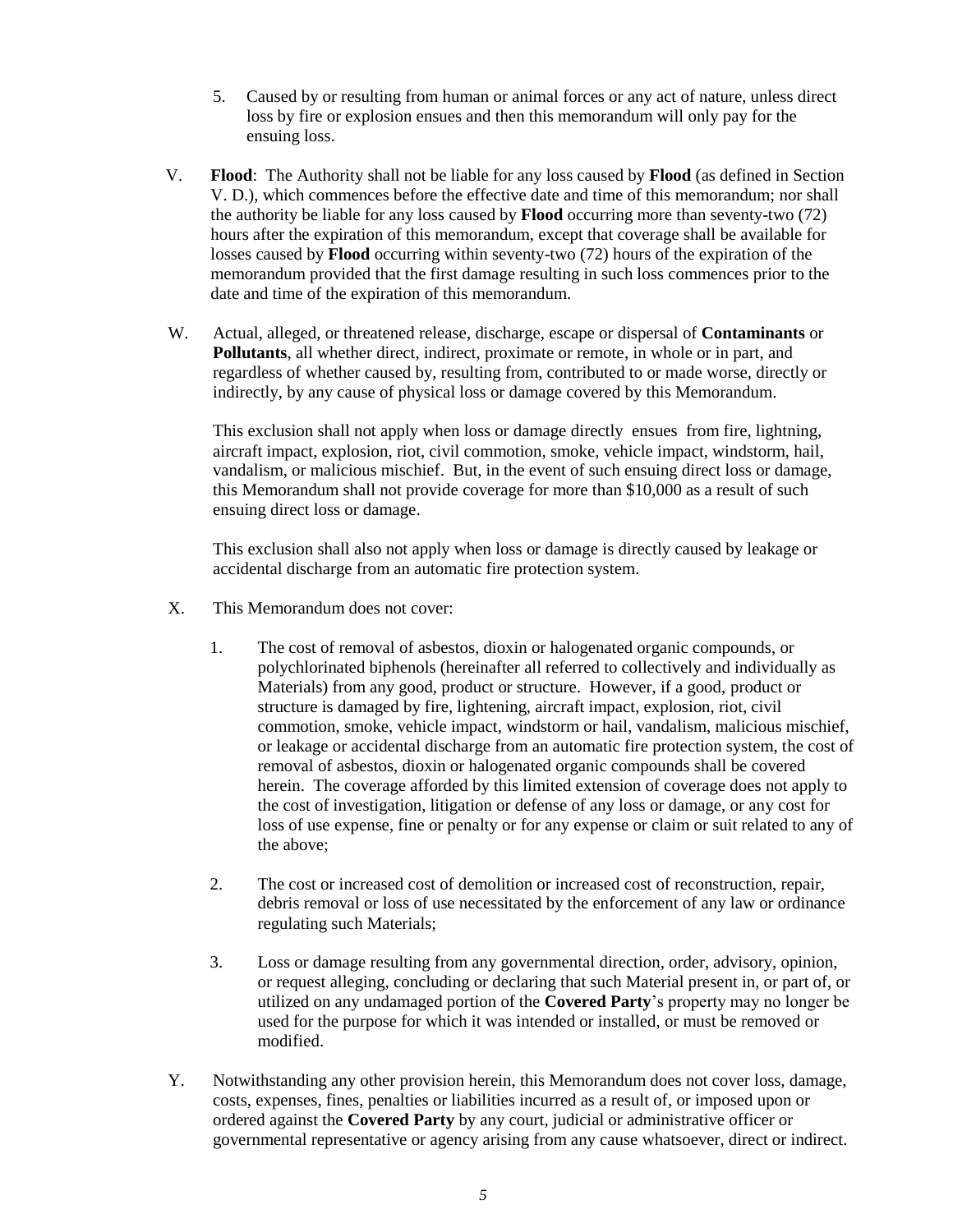5. Caused by or resulting from human or animal forces or any act of nature, unless direct loss by fire or explosion ensues and then this memorandum will only pay for the ensuing loss.

V. **Flood**: The Authority shall not be liable for any loss caused by **Flood** (as defined in Section V. D.), which commences before the effective date and time of this memorandum; nor shall the authority be liable for any loss caused by **Flood** occurring more than seventy-two (72) hours after the expiration of this memorandum, except that coverage shall be available for losses caused by **Flood** occurring within seventy-two (72) hours of the expiration of the memorandum provided that the first damage resulting in such loss commences prior to the date and time of the expiration of this memorandum.

W. Actual, alleged, or threatened release, discharge, escape or dispersal of **Contaminants** or **Pollutants**, all whether direct, indirect, proximate or remote, in whole or in part, and regardless of whether caused by, resulting from, contributed to or made worse, directly or indirectly, by any cause of physical loss or damage covered by this Memorandum.

This exclusion shall not apply when loss or damage directly ensues from fire, lightning, aircraft impact, explosion, riot, civil commotion, smoke, vehicle impact, windstorm, hail, vandalism, or malicious mischief. But, in the event of such ensuing direct loss or damage, this Memorandum shall not provide coverage for more than $10,000 as a result of such ensuing direct loss or damage.

This exclusion shall also not apply when loss or damage is directly caused by leakage or accidental discharge from an automatic fire protection system.

X. This Memorandum does not cover:

1. The cost of removal of asbestos, dioxin or halogenated organic compounds, or polychlorinated biphenols (hereinafter all referred to collectively and individually as Materials) from any good, product or structure. However, if a good, product or structure is damaged by fire, lightening, aircraft impact, explosion, riot, civil commotion, smoke, vehicle impact, windstorm or hail, vandalism, malicious mischief, or leakage or accidental discharge from an automatic fire protection system, the cost of removal of asbestos, dioxin or halogenated organic compounds shall be covered herein. The coverage afforded by this limited extension of coverage does not apply to the cost of investigation, litigation or defense of any loss or damage, or any cost for loss of use expense, fine or penalty or for any expense or claim or suit related to any of the above;

2. The cost or increased cost of demolition or increased cost of reconstruction, repair, debris removal or loss of use necessitated by the enforcement of any law or ordinance regulating such Materials;

3. Loss or damage resulting from any governmental direction, order, advisory, opinion, or request alleging, concluding or declaring that such Material present in, or part of, or utilized on any undamaged portion of the **Covered Party**'s property may no longer be used for the purpose for which it was intended or installed, or must be removed or modified.

Y. Notwithstanding any other provision herein, this Memorandum does not cover loss, damage, costs, expenses, fines, penalties or liabilities incurred as a result of, or imposed upon or ordered against the **Covered Party** by any court, judicial or administrative officer or governmental representative or agency arising from any cause whatsoever, direct or indirect.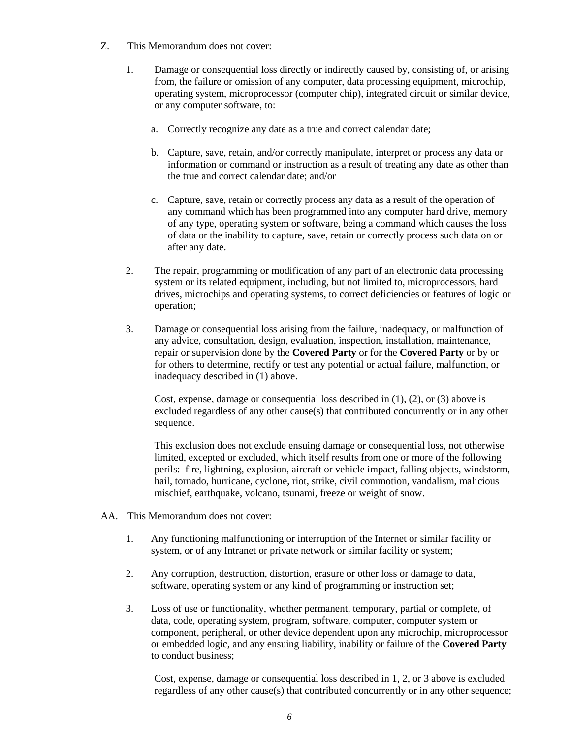Z. This Memorandum does not cover:

1. Damage or consequential loss directly or indirectly caused by, consisting of, or arising from, the failure or omission of any computer, data processing equipment, microchip, operating system, microprocessor (computer chip), integrated circuit or similar device, or any computer software, to:

    a. Correctly recognize any date as a true and correct calendar date;

    b. Capture, save, retain, and/or correctly manipulate, interpret or process any data or information or command or instruction as a result of treating any date as other than the true and correct calendar date; and/or

    c. Capture, save, retain or correctly process any data as a result of the operation of any command which has been programmed into any computer hard drive, memory of any type, operating system or software, being a command which causes the loss of data or the inability to capture, save, retain or correctly process such data on or after any date.

2. The repair, programming or modification of any part of an electronic data processing system or its related equipment, including, but not limited to, microprocessors, hard drives, microchips and operating systems, to correct deficiencies or features of logic or operation;

3. Damage or consequential loss arising from the failure, inadequacy, or malfunction of any advice, consultation, design, evaluation, inspection, installation, maintenance, repair or supervision done by the **Covered Party** or for the **Covered Party** or by or for others to determine, rectify or test any potential or actual failure, malfunction, or inadequacy described in (1) above.

    Cost, expense, damage or consequential loss described in (1), (2), or (3) above is excluded regardless of any other cause(s) that contributed concurrently or in any other sequence.

    This exclusion does not exclude ensuing damage or consequential loss, not otherwise limited, excepted or excluded, which itself results from one or more of the following perils: fire, lightning, explosion, aircraft or vehicle impact, falling objects, windstorm, hail, tornado, hurricane, cyclone, riot, strike, civil commotion, vandalism, malicious mischief, earthquake, volcano, tsunami, freeze or weight of snow.

AA. This Memorandum does not cover:

1. Any functioning malfunctioning or interruption of the Internet or similar facility or system, or of any Intranet or private network or similar facility or system;

2. Any corruption, destruction, distortion, erasure or other loss or damage to data, software, operating system or any kind of programming or instruction set;

3. Loss of use or functionality, whether permanent, temporary, partial or complete, of data, code, operating system, program, software, computer, computer system or component, peripheral, or other device dependent upon any microchip, microprocessor or embedded logic, and any ensuing liability, inability or failure of the **Covered Party** to conduct business;

    Cost, expense, damage or consequential loss described in 1, 2, or 3 above is excluded regardless of any other cause(s) that contributed concurrently or in any other sequence;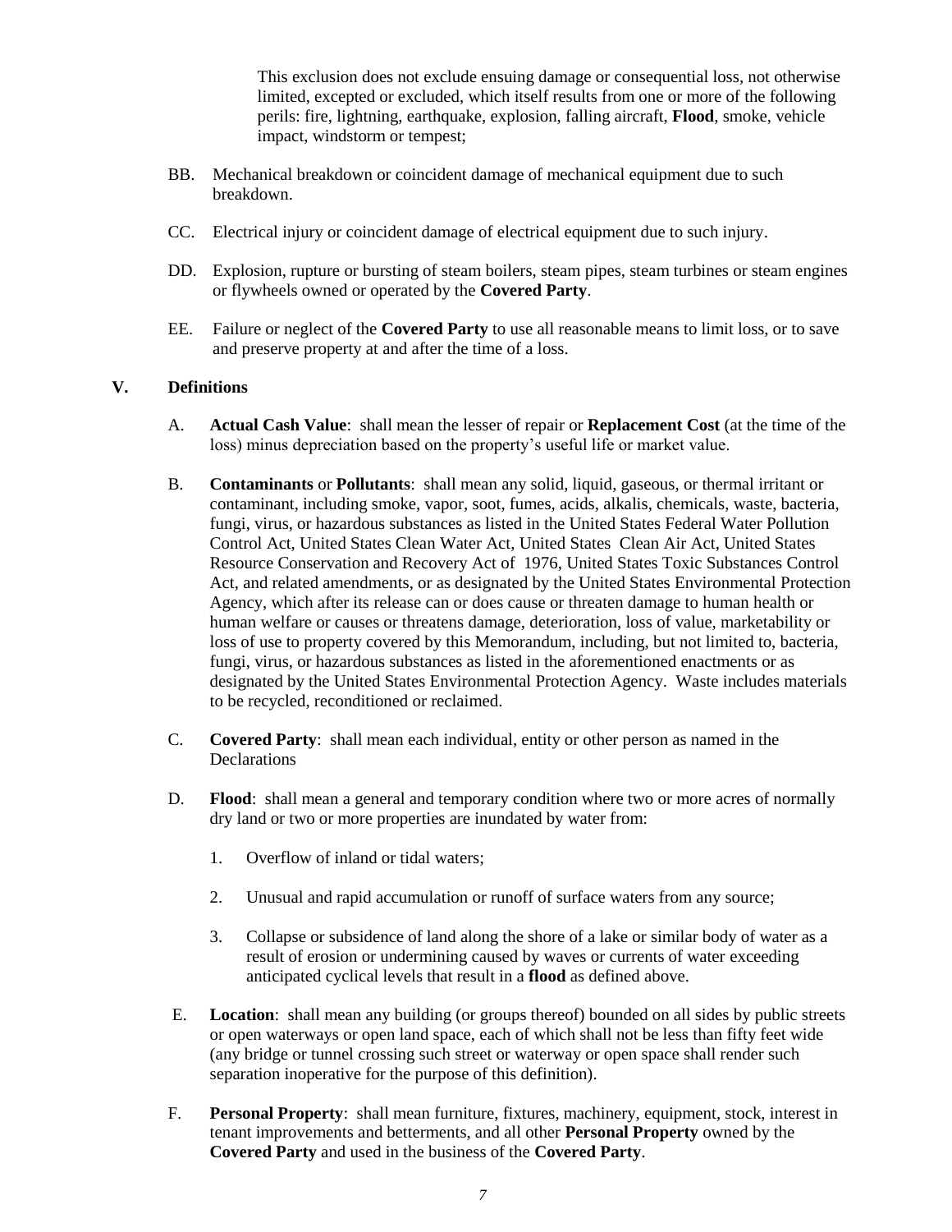This exclusion does not exclude ensuing damage or consequential loss, not otherwise limited, excepted or excluded, which itself results from one or more of the following perils: fire, lightning, earthquake, explosion, falling aircraft, **Flood**, smoke, vehicle impact, windstorm or tempest;

BB. Mechanical breakdown or coincident damage of mechanical equipment due to such breakdown.

CC. Electrical injury or coincident damage of electrical equipment due to such injury.

DD. Explosion, rupture or bursting of steam boilers, steam pipes, steam turbines or steam engines or flywheels owned or operated by the **Covered Party**.

EE. Failure or neglect of the **Covered Party** to use all reasonable means to limit loss, or to save and preserve property at and after the time of a loss.

## V. Definitions

A. **Actual Cash Value**: shall mean the lesser of repair or **Replacement Cost** (at the time of the loss) minus depreciation based on the property's useful life or market value.

B. **Contaminants** or **Pollutants**: shall mean any solid, liquid, gaseous, or thermal irritant or contaminant, including smoke, vapor, soot, fumes, acids, alkalis, chemicals, waste, bacteria, fungi, virus, or hazardous substances as listed in the United States Federal Water Pollution Control Act, United States Clean Water Act, United States Clean Air Act, United States Resource Conservation and Recovery Act of 1976, United States Toxic Substances Control Act, and related amendments, or as designated by the United States Environmental Protection Agency, which after its release can or does cause or threaten damage to human health or human welfare or causes or threatens damage, deterioration, loss of value, marketability or loss of use to property covered by this Memorandum, including, but not limited to, bacteria, fungi, virus, or hazardous substances as listed in the aforementioned enactments or as designated by the United States Environmental Protection Agency. Waste includes materials to be recycled, reconditioned or reclaimed.

C. **Covered Party**: shall mean each individual, entity or other person as named in the Declarations

D. **Flood**: shall mean a general and temporary condition where two or more acres of normally dry land or two or more properties are inundated by water from:

1. Overflow of inland or tidal waters;

2. Unusual and rapid accumulation or runoff of surface waters from any source;

3. Collapse or subsidence of land along the shore of a lake or similar body of water as a result of erosion or undermining caused by waves or currents of water exceeding anticipated cyclical levels that result in a **flood** as defined above.

E. **Location**: shall mean any building (or groups thereof) bounded on all sides by public streets or open waterways or open land space, each of which shall not be less than fifty feet wide (any bridge or tunnel crossing such street or waterway or open space shall render such separation inoperative for the purpose of this definition).

F. **Personal Property**: shall mean furniture, fixtures, machinery, equipment, stock, interest in tenant improvements and betterments, and all other **Personal Property** owned by the **Covered Party** and used in the business of the **Covered Party**.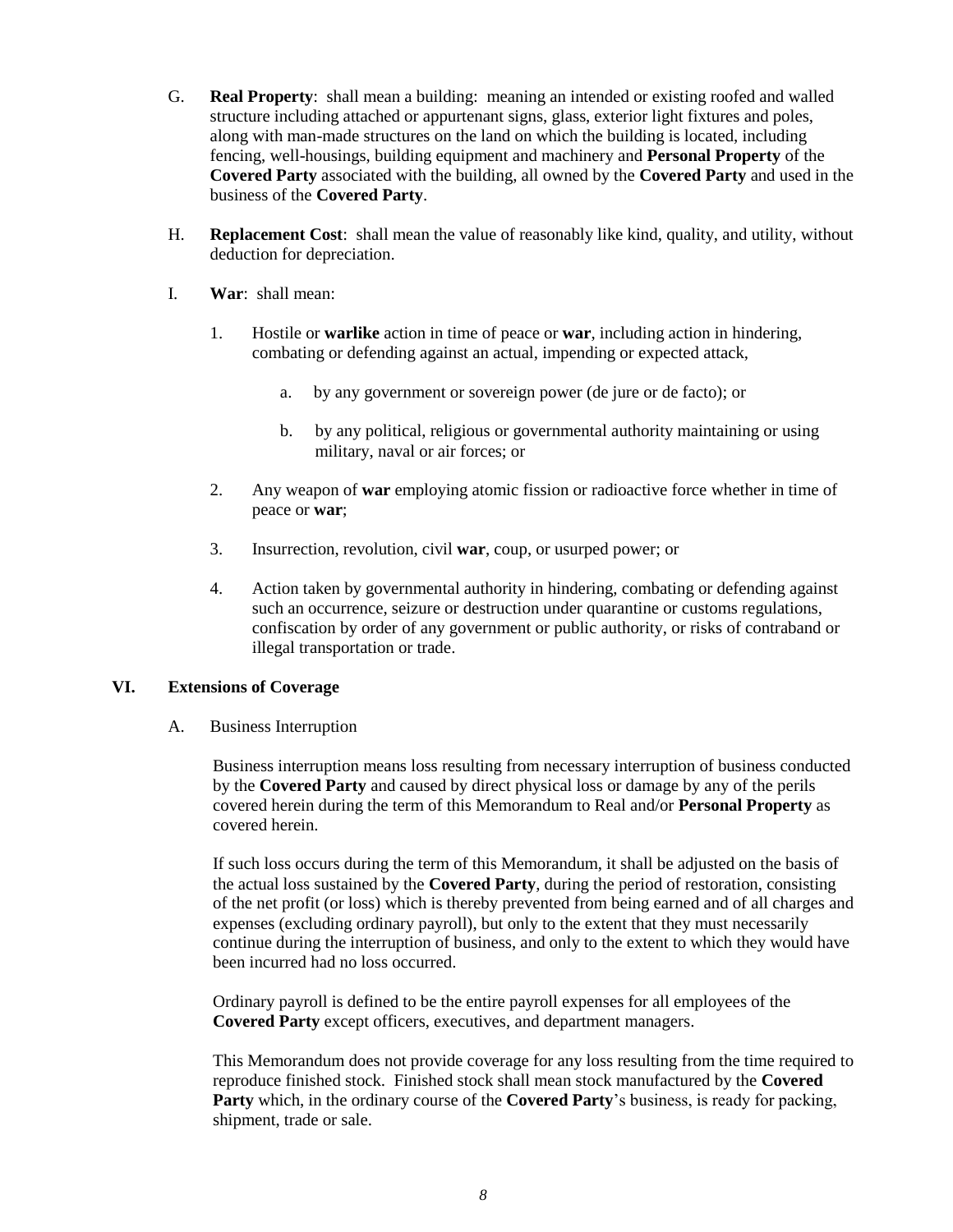G. **Real Property**: shall mean a building: meaning an intended or existing roofed and walled structure including attached or appurtenant signs, glass, exterior light fixtures and poles, along with man-made structures on the land on which the building is located, including fencing, well-housings, building equipment and machinery and **Personal Property** of the **Covered Party** associated with the building, all owned by the **Covered Party** and used in the business of the **Covered Party**.

H. **Replacement Cost**: shall mean the value of reasonably like kind, quality, and utility, without deduction for depreciation.

I. **War**: shall mean:

1. Hostile or **warlike** action in time of peace or **war**, including action in hindering, combating or defending against an actual, impending or expected attack,

   a. by any government or sovereign power (de jure or de facto); or

   b. by any political, religious or governmental authority maintaining or using military, naval or air forces; or

2. Any weapon of **war** employing atomic fission or radioactive force whether in time of peace or **war**;

3. Insurrection, revolution, civil **war**, coup, or usurped power; or

4. Action taken by governmental authority in hindering, combating or defending against such an occurrence, seizure or destruction under quarantine or customs regulations, confiscation by order of any government or public authority, or risks of contraband or illegal transportation or trade.

## VI. Extensions of Coverage

A. Business Interruption

Business interruption means loss resulting from necessary interruption of business conducted by the **Covered Party** and caused by direct physical loss or damage by any of the perils covered herein during the term of this Memorandum to Real and/or **Personal Property** as covered herein.

If such loss occurs during the term of this Memorandum, it shall be adjusted on the basis of the actual loss sustained by the **Covered Party**, during the period of restoration, consisting of the net profit (or loss) which is thereby prevented from being earned and of all charges and expenses (excluding ordinary payroll), but only to the extent that they must necessarily continue during the interruption of business, and only to the extent to which they would have been incurred had no loss occurred.

Ordinary payroll is defined to be the entire payroll expenses for all employees of the **Covered Party** except officers, executives, and department managers.

This Memorandum does not provide coverage for any loss resulting from the time required to reproduce finished stock. Finished stock shall mean stock manufactured by the **Covered Party** which, in the ordinary course of the **Covered Party**'s business, is ready for packing, shipment, trade or sale.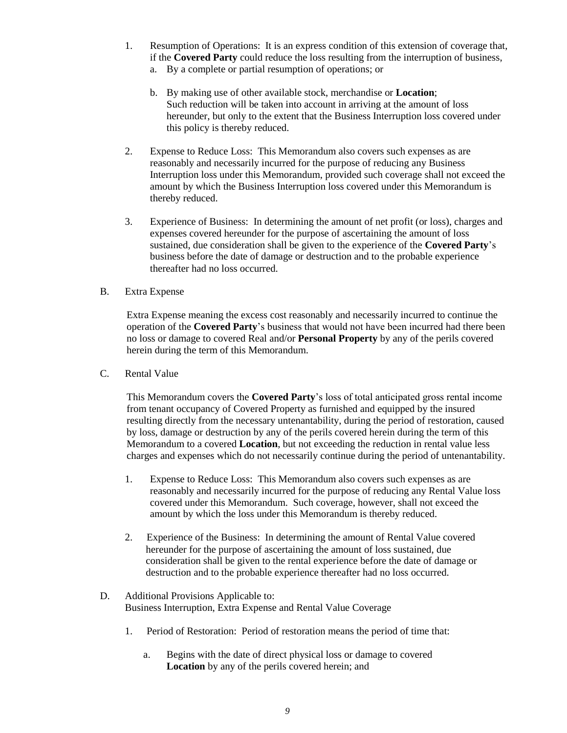1. Resumption of Operations: It is an express condition of this extension of coverage that, if the **Covered Party** could reduce the loss resulting from the interruption of business,
   a. By a complete or partial resumption of operations; or

   b. By making use of other available stock, merchandise or **Location**;
   Such reduction will be taken into account in arriving at the amount of loss hereunder, but only to the extent that the Business Interruption loss covered under this policy is thereby reduced.

2. Expense to Reduce Loss: This Memorandum also covers such expenses as are reasonably and necessarily incurred for the purpose of reducing any Business Interruption loss under this Memorandum, provided such coverage shall not exceed the amount by which the Business Interruption loss covered under this Memorandum is thereby reduced.

3. Experience of Business: In determining the amount of net profit (or loss), charges and expenses covered hereunder for the purpose of ascertaining the amount of loss sustained, due consideration shall be given to the experience of the **Covered Party**'s business before the date of damage or destruction and to the probable experience thereafter had no loss occurred.

B. Extra Expense

Extra Expense meaning the excess cost reasonably and necessarily incurred to continue the operation of the **Covered Party**'s business that would not have been incurred had there been no loss or damage to covered Real and/or **Personal Property** by any of the perils covered herein during the term of this Memorandum.

C. Rental Value

This Memorandum covers the **Covered Party**'s loss of total anticipated gross rental income from tenant occupancy of Covered Property as furnished and equipped by the insured resulting directly from the necessary untenantability, during the period of restoration, caused by loss, damage or destruction by any of the perils covered herein during the term of this Memorandum to a covered **Location**, but not exceeding the reduction in rental value less charges and expenses which do not necessarily continue during the period of untenantability.

1. Expense to Reduce Loss: This Memorandum also covers such expenses as are reasonably and necessarily incurred for the purpose of reducing any Rental Value loss covered under this Memorandum. Such coverage, however, shall not exceed the amount by which the loss under this Memorandum is thereby reduced.

2. Experience of the Business: In determining the amount of Rental Value covered hereunder for the purpose of ascertaining the amount of loss sustained, due consideration shall be given to the rental experience before the date of damage or destruction and to the probable experience thereafter had no loss occurred.

D. Additional Provisions Applicable to:
Business Interruption, Extra Expense and Rental Value Coverage

1. Period of Restoration: Period of restoration means the period of time that:

   a. Begins with the date of direct physical loss or damage to covered **Location** by any of the perils covered herein; and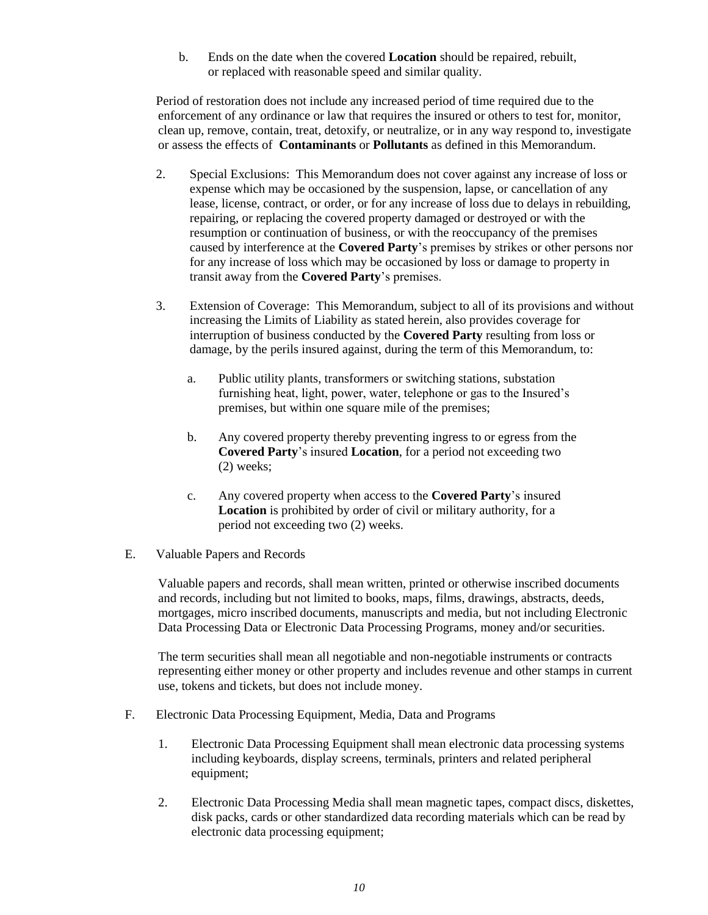b. Ends on the date when the covered **Location** should be repaired, rebuilt, or replaced with reasonable speed and similar quality.

Period of restoration does not include any increased period of time required due to the enforcement of any ordinance or law that requires the insured or others to test for, monitor, clean up, remove, contain, treat, detoxify, or neutralize, or in any way respond to, investigate or assess the effects of **Contaminants** or **Pollutants** as defined in this Memorandum.

2. Special Exclusions: This Memorandum does not cover against any increase of loss or expense which may be occasioned by the suspension, lapse, or cancellation of any lease, license, contract, or order, or for any increase of loss due to delays in rebuilding, repairing, or replacing the covered property damaged or destroyed or with the resumption or continuation of business, or with the reoccupancy of the premises caused by interference at the **Covered Party**'s premises by strikes or other persons nor for any increase of loss which may be occasioned by loss or damage to property in transit away from the **Covered Party**'s premises.

3. Extension of Coverage: This Memorandum, subject to all of its provisions and without increasing the Limits of Liability as stated herein, also provides coverage for interruption of business conducted by the **Covered Party** resulting from loss or damage, by the perils insured against, during the term of this Memorandum, to:

   a. Public utility plants, transformers or switching stations, substation furnishing heat, light, power, water, telephone or gas to the Insured's premises, but within one square mile of the premises;

   b. Any covered property thereby preventing ingress to or egress from the **Covered Party**'s insured **Location**, for a period not exceeding two (2) weeks;

   c. Any covered property when access to the **Covered Party**'s insured **Location** is prohibited by order of civil or military authority, for a period not exceeding two (2) weeks.

E. Valuable Papers and Records

Valuable papers and records, shall mean written, printed or otherwise inscribed documents and records, including but not limited to books, maps, films, drawings, abstracts, deeds, mortgages, micro inscribed documents, manuscripts and media, but not including Electronic Data Processing Data or Electronic Data Processing Programs, money and/or securities.

The term securities shall mean all negotiable and non-negotiable instruments or contracts representing either money or other property and includes revenue and other stamps in current use, tokens and tickets, but does not include money.

F. Electronic Data Processing Equipment, Media, Data and Programs

1. Electronic Data Processing Equipment shall mean electronic data processing systems including keyboards, display screens, terminals, printers and related peripheral equipment;

2. Electronic Data Processing Media shall mean magnetic tapes, compact discs, diskettes, disk packs, cards or other standardized data recording materials which can be read by electronic data processing equipment;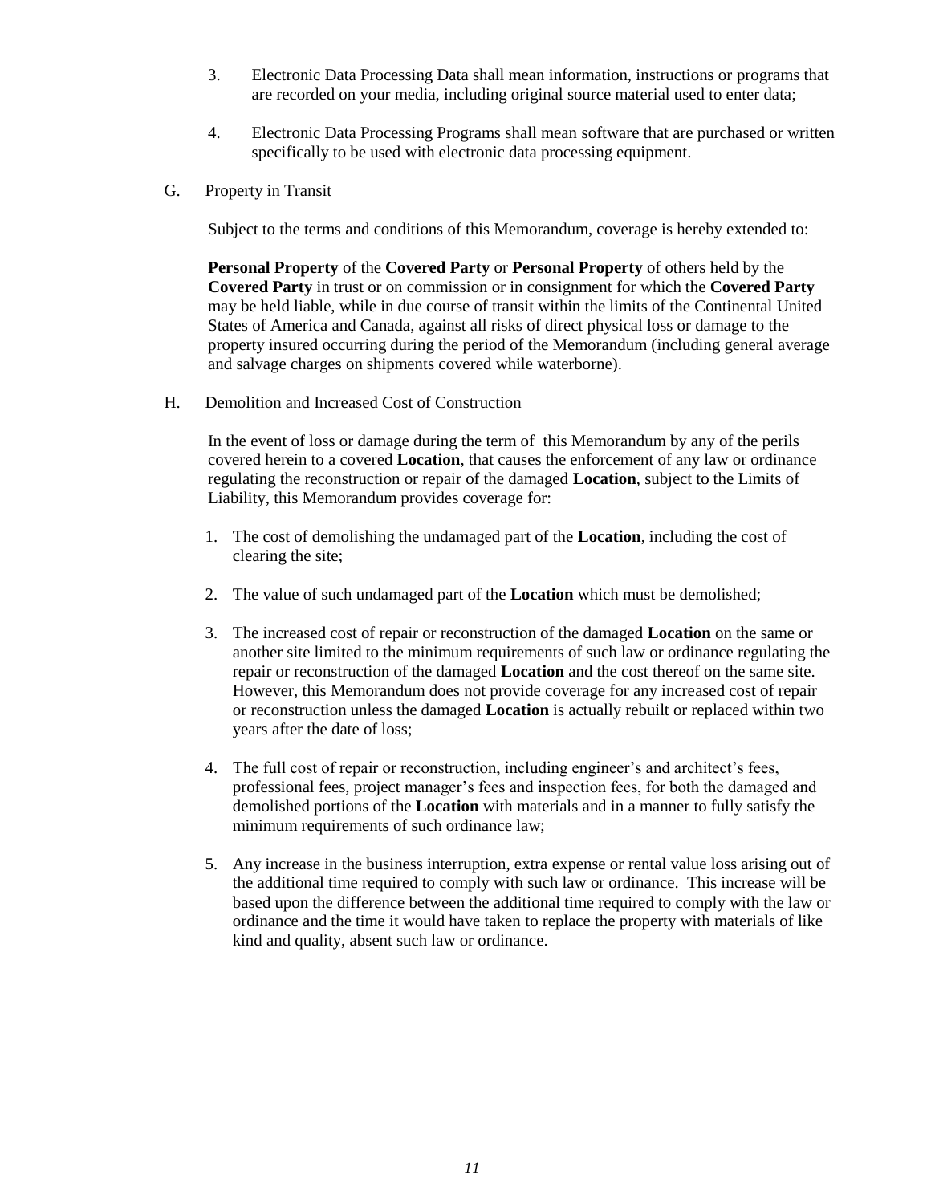3. Electronic Data Processing Data shall mean information, instructions or programs that are recorded on your media, including original source material used to enter data;

4. Electronic Data Processing Programs shall mean software that are purchased or written specifically to be used with electronic data processing equipment.

G. Property in Transit

Subject to the terms and conditions of this Memorandum, coverage is hereby extended to:

**Personal Property** of the **Covered Party** or **Personal Property** of others held by the **Covered Party** in trust or on commission or in consignment for which the **Covered Party** may be held liable, while in due course of transit within the limits of the Continental United States of America and Canada, against all risks of direct physical loss or damage to the property insured occurring during the period of the Memorandum (including general average and salvage charges on shipments covered while waterborne).

H. Demolition and Increased Cost of Construction

In the event of loss or damage during the term of this Memorandum by any of the perils covered herein to a covered **Location**, that causes the enforcement of any law or ordinance regulating the reconstruction or repair of the damaged **Location**, subject to the Limits of Liability, this Memorandum provides coverage for:

1. The cost of demolishing the undamaged part of the **Location**, including the cost of clearing the site;

2. The value of such undamaged part of the **Location** which must be demolished;

3. The increased cost of repair or reconstruction of the damaged **Location** on the same or another site limited to the minimum requirements of such law or ordinance regulating the repair or reconstruction of the damaged **Location** and the cost thereof on the same site. However, this Memorandum does not provide coverage for any increased cost of repair or reconstruction unless the damaged **Location** is actually rebuilt or replaced within two years after the date of loss;

4. The full cost of repair or reconstruction, including engineer's and architect's fees, professional fees, project manager's fees and inspection fees, for both the damaged and demolished portions of the **Location** with materials and in a manner to fully satisfy the minimum requirements of such ordinance law;

5. Any increase in the business interruption, extra expense or rental value loss arising out of the additional time required to comply with such law or ordinance. This increase will be based upon the difference between the additional time required to comply with the law or ordinance and the time it would have taken to replace the property with materials of like kind and quality, absent such law or ordinance.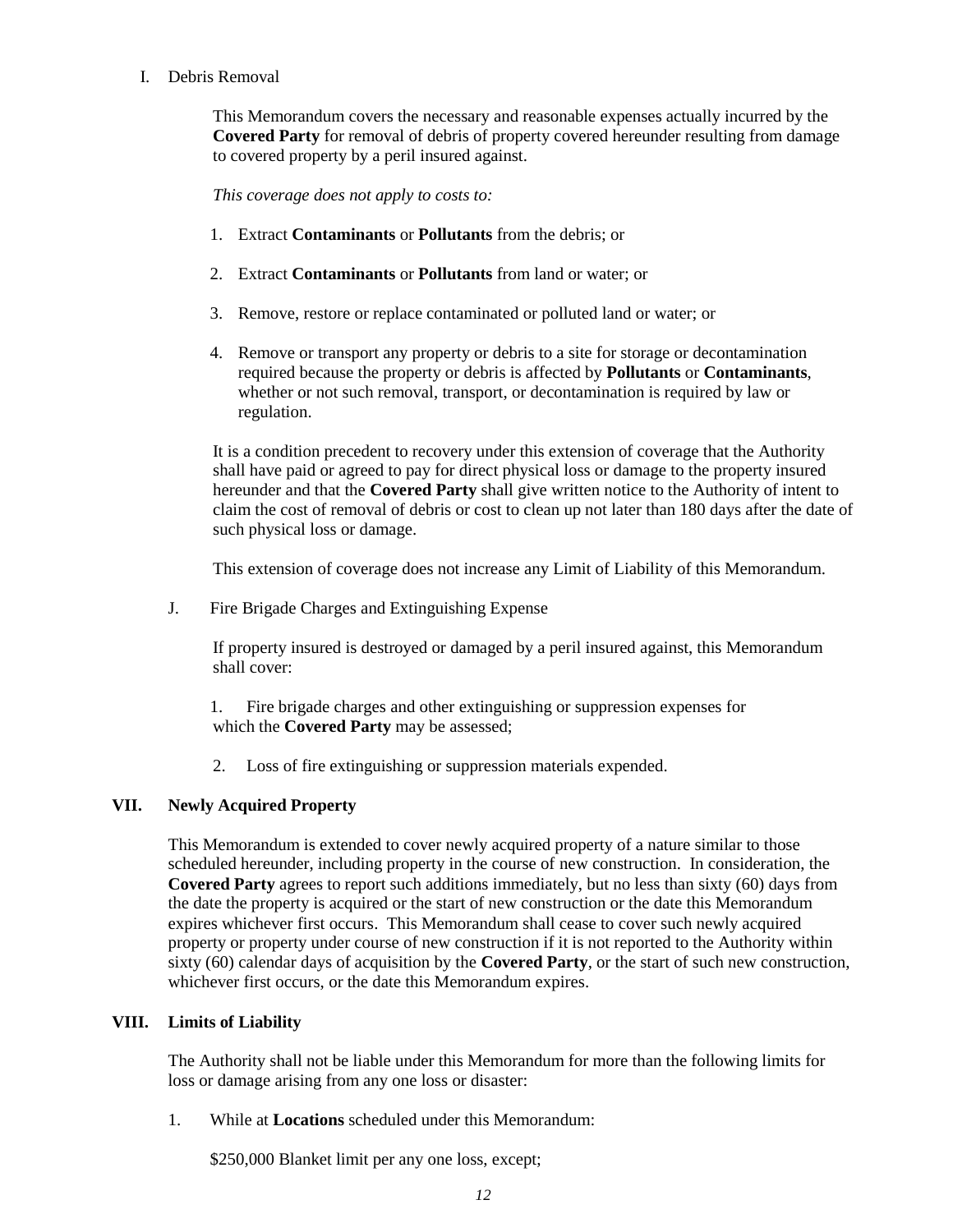I. Debris Removal

This Memorandum covers the necessary and reasonable expenses actually incurred by the **Covered Party** for removal of debris of property covered hereunder resulting from damage to covered property by a peril insured against.

*This coverage does not apply to costs to:*

1. Extract **Contaminants** or **Pollutants** from the debris; or
2. Extract **Contaminants** or **Pollutants** from land or water; or
3. Remove, restore or replace contaminated or polluted land or water; or
4. Remove or transport any property or debris to a site for storage or decontamination required because the property or debris is affected by **Pollutants** or **Contaminants**, whether or not such removal, transport, or decontamination is required by law or regulation.

It is a condition precedent to recovery under this extension of coverage that the Authority shall have paid or agreed to pay for direct physical loss or damage to the property insured hereunder and that the **Covered Party** shall give written notice to the Authority of intent to claim the cost of removal of debris or cost to clean up not later than 180 days after the date of such physical loss or damage.

This extension of coverage does not increase any Limit of Liability of this Memorandum.

J. Fire Brigade Charges and Extinguishing Expense

If property insured is destroyed or damaged by a peril insured against, this Memorandum shall cover:

1. Fire brigade charges and other extinguishing or suppression expenses for which the **Covered Party** may be assessed;
2. Loss of fire extinguishing or suppression materials expended.

## VII. Newly Acquired Property

This Memorandum is extended to cover newly acquired property of a nature similar to those scheduled hereunder, including property in the course of new construction. In consideration, the **Covered Party** agrees to report such additions immediately, but no less than sixty (60) days from the date the property is acquired or the start of new construction or the date this Memorandum expires whichever first occurs. This Memorandum shall cease to cover such newly acquired property or property under course of new construction if it is not reported to the Authority within sixty (60) calendar days of acquisition by the **Covered Party**, or the start of such new construction, whichever first occurs, or the date this Memorandum expires.

## VIII. Limits of Liability

The Authority shall not be liable under this Memorandum for more than the following limits for loss or damage arising from any one loss or disaster:

1. While at **Locations** scheduled under this Memorandum:

   $250,000 Blanket limit per any one loss, except;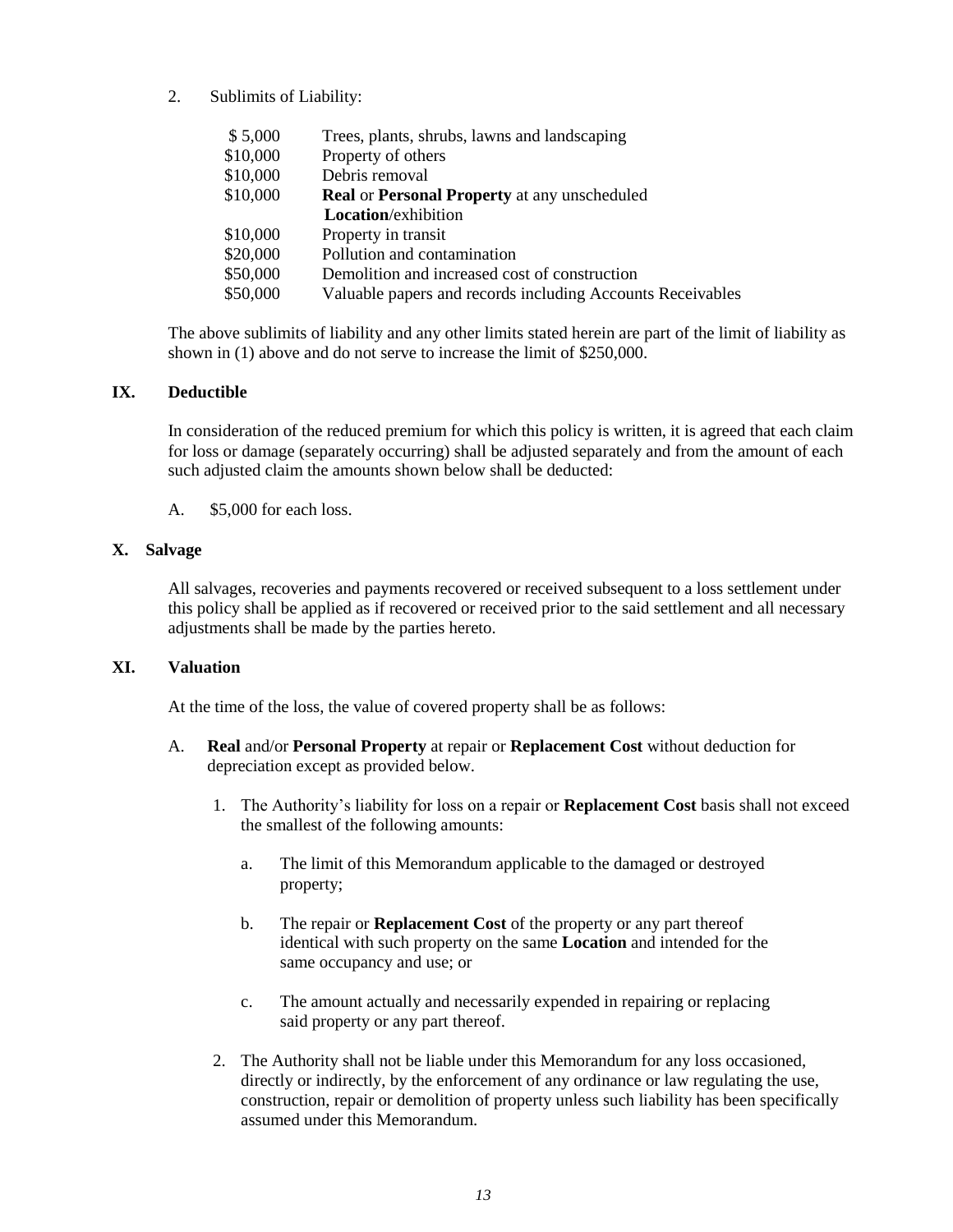2. Sublimits of Liability:

| | |
|---|---|
| $ 5,000 | Trees, plants, shrubs, lawns and landscaping |
| $10,000 | Property of others |
| $10,000 | Debris removal |
| $10,000 | **Real** or **Personal Property** at any unscheduled **Location**/exhibition |
| $10,000 | Property in transit |
| $20,000 | Pollution and contamination |
| $50,000 | Demolition and increased cost of construction |
| $50,000 | Valuable papers and records including Accounts Receivables |

The above sublimits of liability and any other limits stated herein are part of the limit of liability as shown in (1) above and do not serve to increase the limit of $250,000.

## IX. Deductible

In consideration of the reduced premium for which this policy is written, it is agreed that each claim for loss or damage (separately occurring) shall be adjusted separately and from the amount of each such adjusted claim the amounts shown below shall be deducted:

A. $5,000 for each loss.

## X. Salvage

All salvages, recoveries and payments recovered or received subsequent to a loss settlement under this policy shall be applied as if recovered or received prior to the said settlement and all necessary adjustments shall be made by the parties hereto.

## XI. Valuation

At the time of the loss, the value of covered property shall be as follows:

A. **Real** and/or **Personal Property** at repair or **Replacement Cost** without deduction for depreciation except as provided below.

   1. The Authority's liability for loss on a repair or **Replacement Cost** basis shall not exceed the smallest of the following amounts:

      a. The limit of this Memorandum applicable to the damaged or destroyed property;

      b. The repair or **Replacement Cost** of the property or any part thereof identical with such property on the same **Location** and intended for the same occupancy and use; or

      c. The amount actually and necessarily expended in repairing or replacing said property or any part thereof.

   2. The Authority shall not be liable under this Memorandum for any loss occasioned, directly or indirectly, by the enforcement of any ordinance or law regulating the use, construction, repair or demolition of property unless such liability has been specifically assumed under this Memorandum.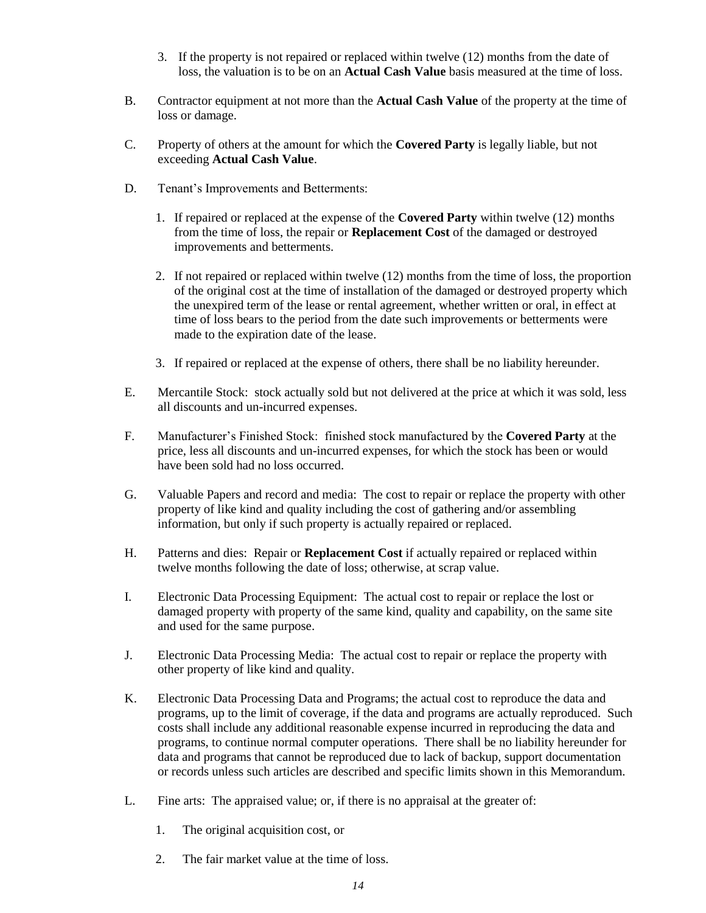3. If the property is not repaired or replaced within twelve (12) months from the date of loss, the valuation is to be on an **Actual Cash Value** basis measured at the time of loss.

B. Contractor equipment at not more than the **Actual Cash Value** of the property at the time of loss or damage.

C. Property of others at the amount for which the **Covered Party** is legally liable, but not exceeding **Actual Cash Value**.

D. Tenant's Improvements and Betterments:

1. If repaired or replaced at the expense of the **Covered Party** within twelve (12) months from the time of loss, the repair or **Replacement Cost** of the damaged or destroyed improvements and betterments.

2. If not repaired or replaced within twelve (12) months from the time of loss, the proportion of the original cost at the time of installation of the damaged or destroyed property which the unexpired term of the lease or rental agreement, whether written or oral, in effect at time of loss bears to the period from the date such improvements or betterments were made to the expiration date of the lease.

3. If repaired or replaced at the expense of others, there shall be no liability hereunder.

E. Mercantile Stock: stock actually sold but not delivered at the price at which it was sold, less all discounts and un-incurred expenses.

F. Manufacturer's Finished Stock: finished stock manufactured by the **Covered Party** at the price, less all discounts and un-incurred expenses, for which the stock has been or would have been sold had no loss occurred.

G. Valuable Papers and record and media: The cost to repair or replace the property with other property of like kind and quality including the cost of gathering and/or assembling information, but only if such property is actually repaired or replaced.

H. Patterns and dies: Repair or **Replacement Cost** if actually repaired or replaced within twelve months following the date of loss; otherwise, at scrap value.

I. Electronic Data Processing Equipment: The actual cost to repair or replace the lost or damaged property with property of the same kind, quality and capability, on the same site and used for the same purpose.

J. Electronic Data Processing Media: The actual cost to repair or replace the property with other property of like kind and quality.

K. Electronic Data Processing Data and Programs; the actual cost to reproduce the data and programs, up to the limit of coverage, if the data and programs are actually reproduced. Such costs shall include any additional reasonable expense incurred in reproducing the data and programs, to continue normal computer operations. There shall be no liability hereunder for data and programs that cannot be reproduced due to lack of backup, support documentation or records unless such articles are described and specific limits shown in this Memorandum.

L. Fine arts: The appraised value; or, if there is no appraisal at the greater of:

1. The original acquisition cost, or

2. The fair market value at the time of loss.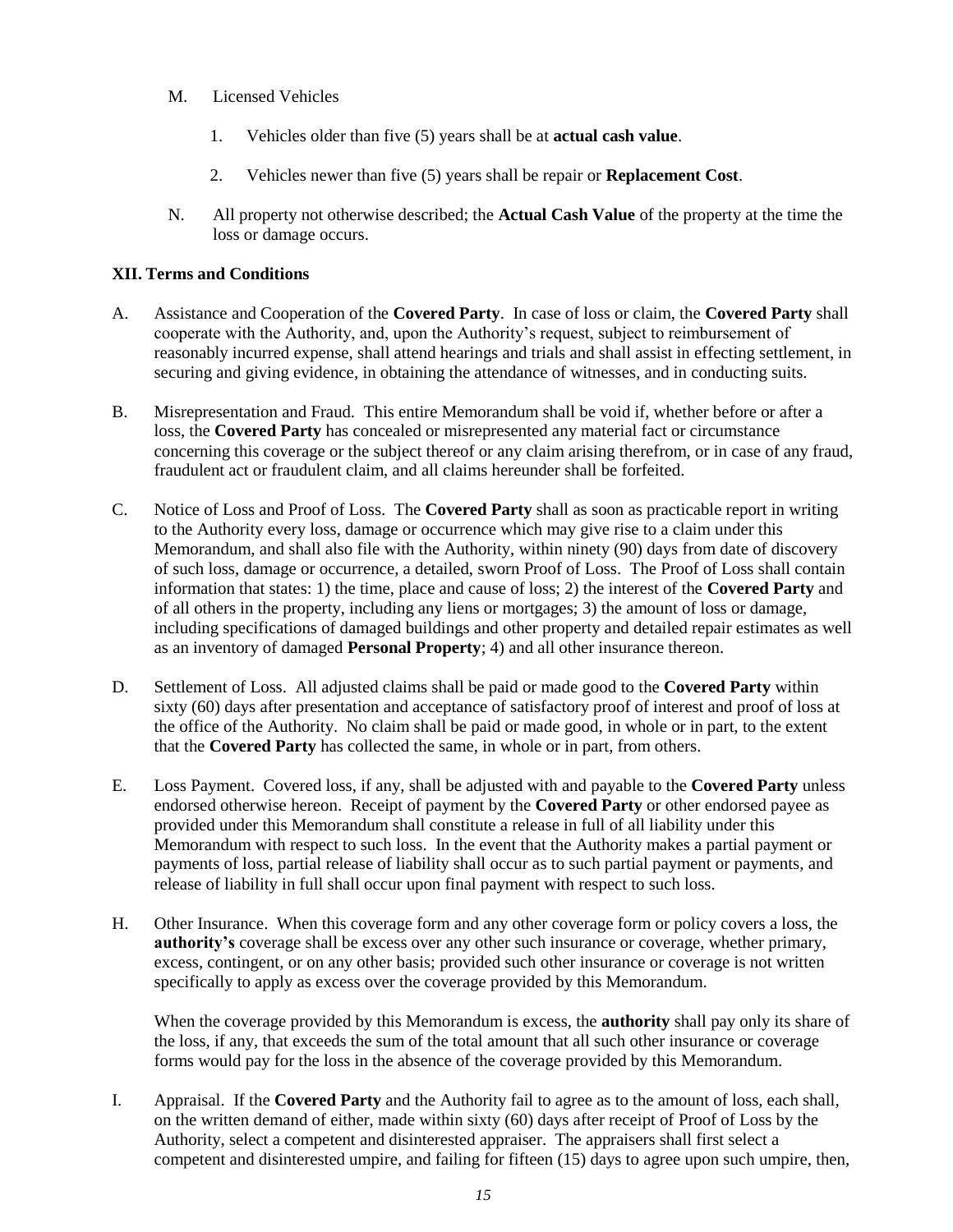M. Licensed Vehicles

1. Vehicles older than five (5) years shall be at **actual cash value**.

2. Vehicles newer than five (5) years shall be repair or **Replacement Cost**.

N. All property not otherwise described; the **Actual Cash Value** of the property at the time the loss or damage occurs.

**XII. Terms and Conditions**

A. Assistance and Cooperation of the **Covered Party**. In case of loss or claim, the **Covered Party** shall cooperate with the Authority, and, upon the Authority's request, subject to reimbursement of reasonably incurred expense, shall attend hearings and trials and shall assist in effecting settlement, in securing and giving evidence, in obtaining the attendance of witnesses, and in conducting suits.

B. Misrepresentation and Fraud. This entire Memorandum shall be void if, whether before or after a loss, the **Covered Party** has concealed or misrepresented any material fact or circumstance concerning this coverage or the subject thereof or any claim arising therefrom, or in case of any fraud, fraudulent act or fraudulent claim, and all claims hereunder shall be forfeited.

C. Notice of Loss and Proof of Loss. The **Covered Party** shall as soon as practicable report in writing to the Authority every loss, damage or occurrence which may give rise to a claim under this Memorandum, and shall also file with the Authority, within ninety (90) days from date of discovery of such loss, damage or occurrence, a detailed, sworn Proof of Loss. The Proof of Loss shall contain information that states: 1) the time, place and cause of loss; 2) the interest of the **Covered Party** and of all others in the property, including any liens or mortgages; 3) the amount of loss or damage, including specifications of damaged buildings and other property and detailed repair estimates as well as an inventory of damaged **Personal Property**; 4) and all other insurance thereon.

D. Settlement of Loss. All adjusted claims shall be paid or made good to the **Covered Party** within sixty (60) days after presentation and acceptance of satisfactory proof of interest and proof of loss at the office of the Authority. No claim shall be paid or made good, in whole or in part, to the extent that the **Covered Party** has collected the same, in whole or in part, from others.

E. Loss Payment. Covered loss, if any, shall be adjusted with and payable to the **Covered Party** unless endorsed otherwise hereon. Receipt of payment by the **Covered Party** or other endorsed payee as provided under this Memorandum shall constitute a release in full of all liability under this Memorandum with respect to such loss. In the event that the Authority makes a partial payment or payments of loss, partial release of liability shall occur as to such partial payment or payments, and release of liability in full shall occur upon final payment with respect to such loss.

H. Other Insurance. When this coverage form and any other coverage form or policy covers a loss, the **authority's** coverage shall be excess over any other such insurance or coverage, whether primary, excess, contingent, or on any other basis; provided such other insurance or coverage is not written specifically to apply as excess over the coverage provided by this Memorandum.

When the coverage provided by this Memorandum is excess, the **authority** shall pay only its share of the loss, if any, that exceeds the sum of the total amount that all such other insurance or coverage forms would pay for the loss in the absence of the coverage provided by this Memorandum.

I. Appraisal. If the **Covered Party** and the Authority fail to agree as to the amount of loss, each shall, on the written demand of either, made within sixty (60) days after receipt of Proof of Loss by the Authority, select a competent and disinterested appraiser. The appraisers shall first select a competent and disinterested umpire, and failing for fifteen (15) days to agree upon such umpire, then,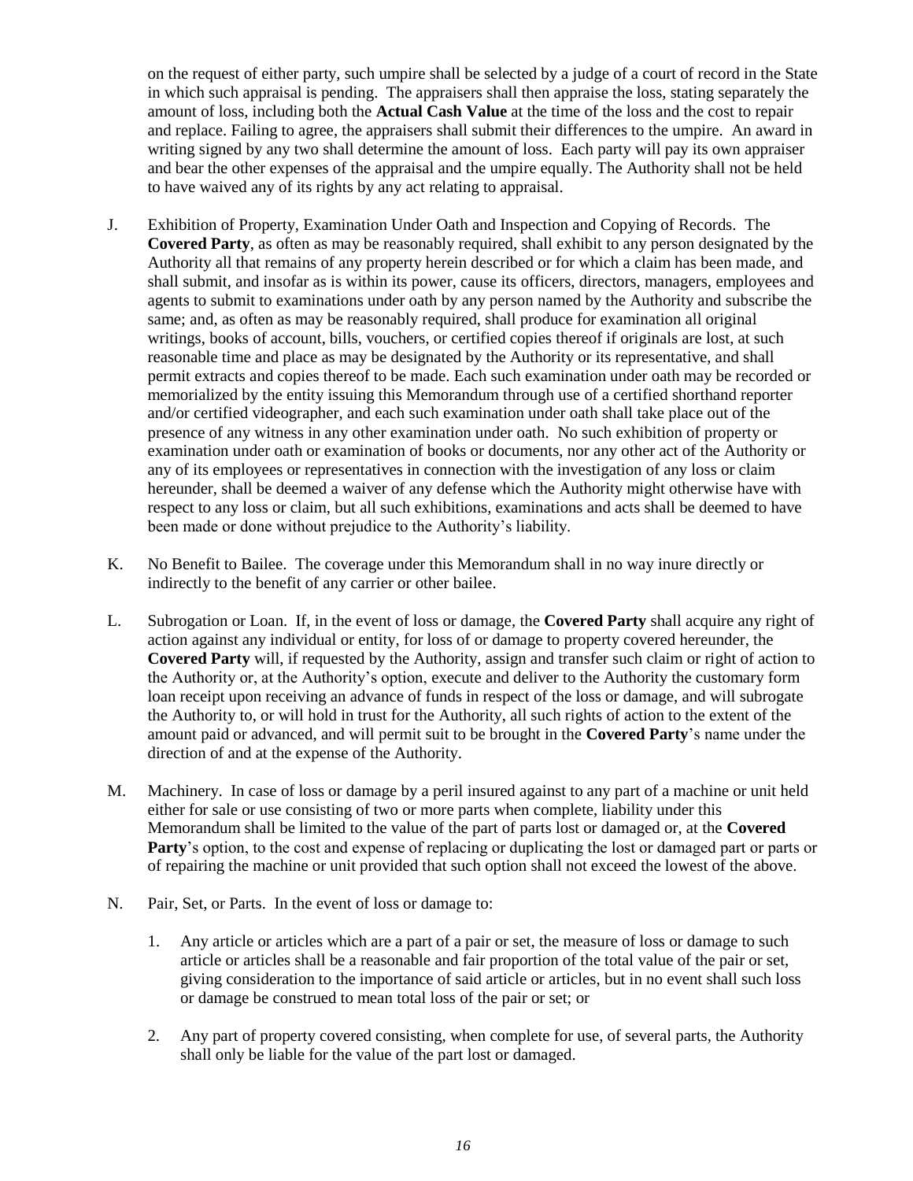on the request of either party, such umpire shall be selected by a judge of a court of record in the State in which such appraisal is pending. The appraisers shall then appraise the loss, stating separately the amount of loss, including both the **Actual Cash Value** at the time of the loss and the cost to repair and replace. Failing to agree, the appraisers shall submit their differences to the umpire. An award in writing signed by any two shall determine the amount of loss. Each party will pay its own appraiser and bear the other expenses of the appraisal and the umpire equally. The Authority shall not be held to have waived any of its rights by any act relating to appraisal.

J. Exhibition of Property, Examination Under Oath and Inspection and Copying of Records. The **Covered Party**, as often as may be reasonably required, shall exhibit to any person designated by the Authority all that remains of any property herein described or for which a claim has been made, and shall submit, and insofar as is within its power, cause its officers, directors, managers, employees and agents to submit to examinations under oath by any person named by the Authority and subscribe the same; and, as often as may be reasonably required, shall produce for examination all original writings, books of account, bills, vouchers, or certified copies thereof if originals are lost, at such reasonable time and place as may be designated by the Authority or its representative, and shall permit extracts and copies thereof to be made. Each such examination under oath may be recorded or memorialized by the entity issuing this Memorandum through use of a certified shorthand reporter and/or certified videographer, and each such examination under oath shall take place out of the presence of any witness in any other examination under oath. No such exhibition of property or examination under oath or examination of books or documents, nor any other act of the Authority or any of its employees or representatives in connection with the investigation of any loss or claim hereunder, shall be deemed a waiver of any defense which the Authority might otherwise have with respect to any loss or claim, but all such exhibitions, examinations and acts shall be deemed to have been made or done without prejudice to the Authority's liability.

K. No Benefit to Bailee. The coverage under this Memorandum shall in no way inure directly or indirectly to the benefit of any carrier or other bailee.

L. Subrogation or Loan. If, in the event of loss or damage, the **Covered Party** shall acquire any right of action against any individual or entity, for loss of or damage to property covered hereunder, the **Covered Party** will, if requested by the Authority, assign and transfer such claim or right of action to the Authority or, at the Authority's option, execute and deliver to the Authority the customary form loan receipt upon receiving an advance of funds in respect of the loss or damage, and will subrogate the Authority to, or will hold in trust for the Authority, all such rights of action to the extent of the amount paid or advanced, and will permit suit to be brought in the **Covered Party**'s name under the direction of and at the expense of the Authority.

M. Machinery. In case of loss or damage by a peril insured against to any part of a machine or unit held either for sale or use consisting of two or more parts when complete, liability under this Memorandum shall be limited to the value of the part of parts lost or damaged or, at the **Covered Party**'s option, to the cost and expense of replacing or duplicating the lost or damaged part or parts or of repairing the machine or unit provided that such option shall not exceed the lowest of the above.

N. Pair, Set, or Parts. In the event of loss or damage to:

   1. Any article or articles which are a part of a pair or set, the measure of loss or damage to such article or articles shall be a reasonable and fair proportion of the total value of the pair or set, giving consideration to the importance of said article or articles, but in no event shall such loss or damage be construed to mean total loss of the pair or set; or

   2. Any part of property covered consisting, when complete for use, of several parts, the Authority shall only be liable for the value of the part lost or damaged.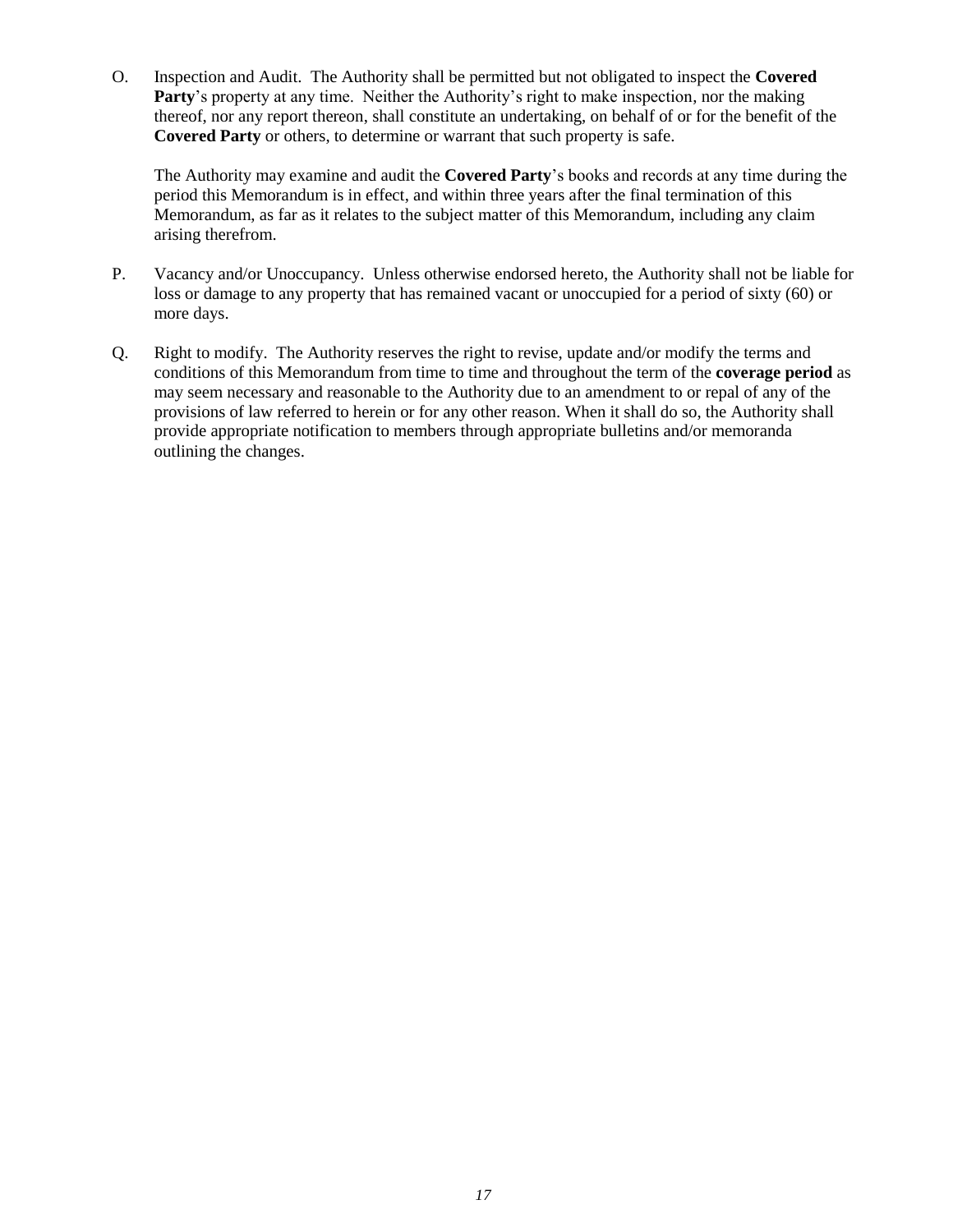O. Inspection and Audit. The Authority shall be permitted but not obligated to inspect the **Covered Party**'s property at any time. Neither the Authority's right to make inspection, nor the making thereof, nor any report thereon, shall constitute an undertaking, on behalf of or for the benefit of the **Covered Party** or others, to determine or warrant that such property is safe.

The Authority may examine and audit the **Covered Party**'s books and records at any time during the period this Memorandum is in effect, and within three years after the final termination of this Memorandum, as far as it relates to the subject matter of this Memorandum, including any claim arising therefrom.

P. Vacancy and/or Unoccupancy. Unless otherwise endorsed hereto, the Authority shall not be liable for loss or damage to any property that has remained vacant or unoccupied for a period of sixty (60) or more days.

Q. Right to modify. The Authority reserves the right to revise, update and/or modify the terms and conditions of this Memorandum from time to time and throughout the term of the **coverage period** as may seem necessary and reasonable to the Authority due to an amendment to or repal of any of the provisions of law referred to herein or for any other reason. When it shall do so, the Authority shall provide appropriate notification to members through appropriate bulletins and/or memoranda outlining the changes.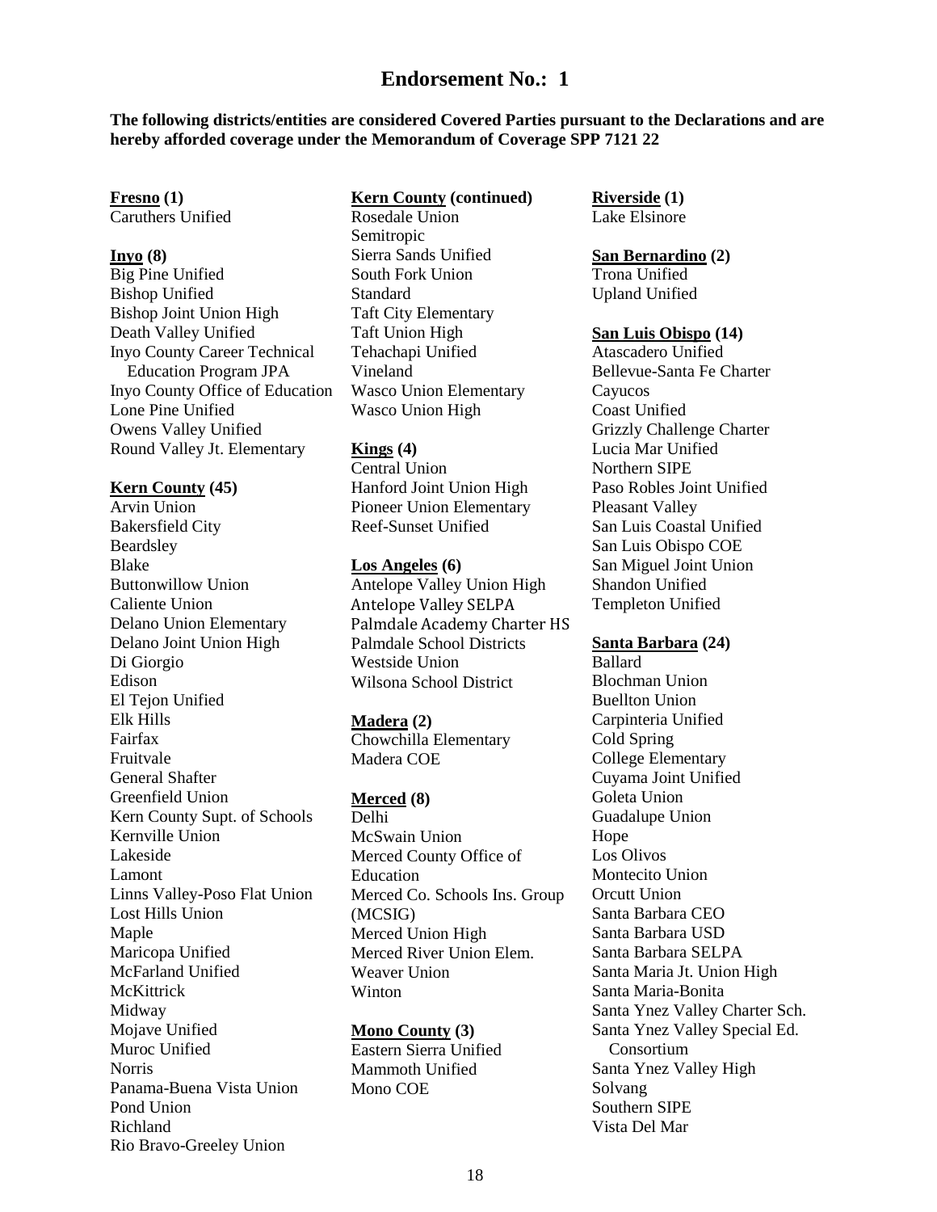## Endorsement No.: 1

**The following districts/entities are considered Covered Parties pursuant to the Declarations and are hereby afforded coverage under the Memorandum of Coverage SPP 7121 22**

**Fresno (1)**
Caruthers Unified

**Inyo (8)**
Big Pine Unified
Bishop Unified
Bishop Joint Union High
Death Valley Unified
Inyo County Career Technical Education Program JPA
Inyo County Office of Education
Lone Pine Unified
Owens Valley Unified
Round Valley Jt. Elementary

**Kern County (45)**
Arvin Union
Bakersfield City
Beardsley
Blake
Buttonwillow Union
Caliente Union
Delano Union Elementary
Delano Joint Union High
Di Giorgio
Edison
El Tejon Unified
Elk Hills
Fairfax
Fruitvale
General Shafter
Greenfield Union
Kern County Supt. of Schools
Kernville Union
Lakeside
Lamont
Linns Valley-Poso Flat Union
Lost Hills Union
Maple
Maricopa Unified
McFarland Unified
McKittrick
Midway
Mojave Unified
Muroc Unified
Norris
Panama-Buena Vista Union
Pond Union
Richland
Rio Bravo-Greeley Union

**Kern County (continued)**
Rosedale Union
Semitropic
Sierra Sands Unified
South Fork Union
Standard
Taft City Elementary
Taft Union High
Tehachapi Unified
Vineland
Wasco Union Elementary
Wasco Union High

**Kings (4)**
Central Union
Hanford Joint Union High
Pioneer Union Elementary
Reef-Sunset Unified

**Los Angeles (6)**
Antelope Valley Union High
Antelope Valley SELPA
Palmdale Academy Charter HS
Palmdale School Districts
Westside Union
Wilsona School District

**Madera (2)**
Chowchilla Elementary
Madera COE

**Merced (8)**
Delhi
McSwain Union
Merced County Office of Education
Merced Co. Schools Ins. Group (MCSIG)
Merced Union High
Merced River Union Elem.
Weaver Union
Winton

**Mono County (3)**
Eastern Sierra Unified
Mammoth Unified
Mono COE

**Riverside (1)**
Lake Elsinore

**San Bernardino (2)**
Trona Unified
Upland Unified

**San Luis Obispo (14)**
Atascadero Unified
Bellevue-Santa Fe Charter
Cayucos
Coast Unified
Grizzly Challenge Charter
Lucia Mar Unified
Northern SIPE
Paso Robles Joint Unified
Pleasant Valley
San Luis Coastal Unified
San Luis Obispo COE
San Miguel Joint Union
Shandon Unified
Templeton Unified

**Santa Barbara (24)**
Ballard
Blochman Union
Buellton Union
Carpinteria Unified
Cold Spring
College Elementary
Cuyama Joint Unified
Goleta Union
Guadalupe Union
Hope
Los Olivos
Montecito Union
Orcutt Union
Santa Barbara CEO
Santa Barbara USD
Santa Barbara SELPA
Santa Maria Jt. Union High
Santa Maria-Bonita
Santa Ynez Valley Charter Sch.
Santa Ynez Valley Special Ed. Consortium
Santa Ynez Valley High
Solvang
Southern SIPE
Vista Del Mar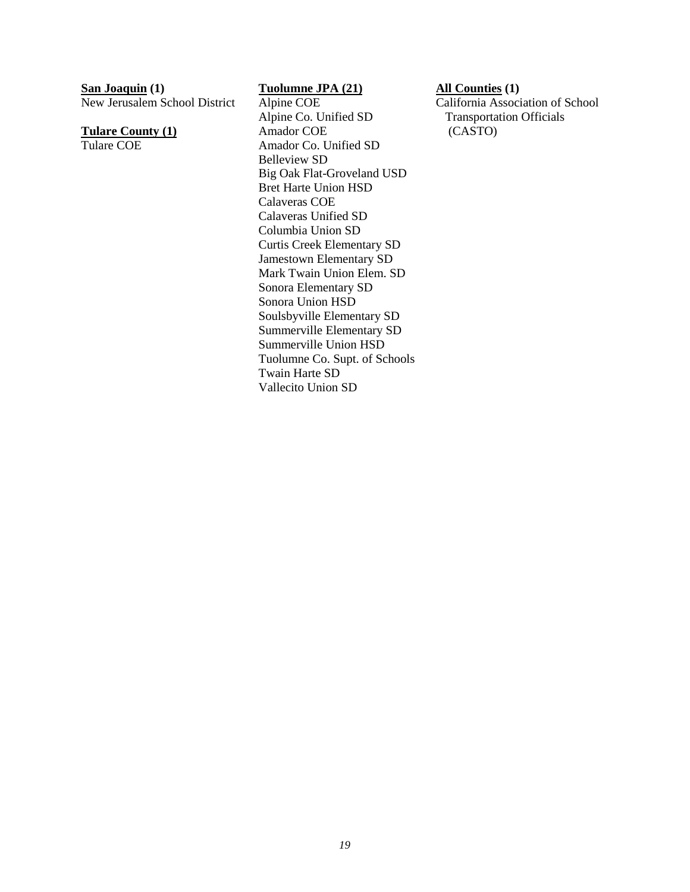**San Joaquin (1)**
New Jerusalem School District

**Tulare County (1)**
Tulare COE

**Tuolumne JPA (21)**
Alpine COE
Alpine Co. Unified SD
Amador COE
Amador Co. Unified SD
Belleview SD
Big Oak Flat-Groveland USD
Bret Harte Union HSD
Calaveras COE
Calaveras Unified SD
Columbia Union SD
Curtis Creek Elementary SD
Jamestown Elementary SD
Mark Twain Union Elem. SD
Sonora Elementary SD
Sonora Union HSD
Soulsbyville Elementary SD
Summerville Elementary SD
Summerville Union HSD
Tuolumne Co. Supt. of Schools
Twain Harte SD
Vallecito Union SD

**All Counties (1)**
California Association of School Transportation Officials (CASTO)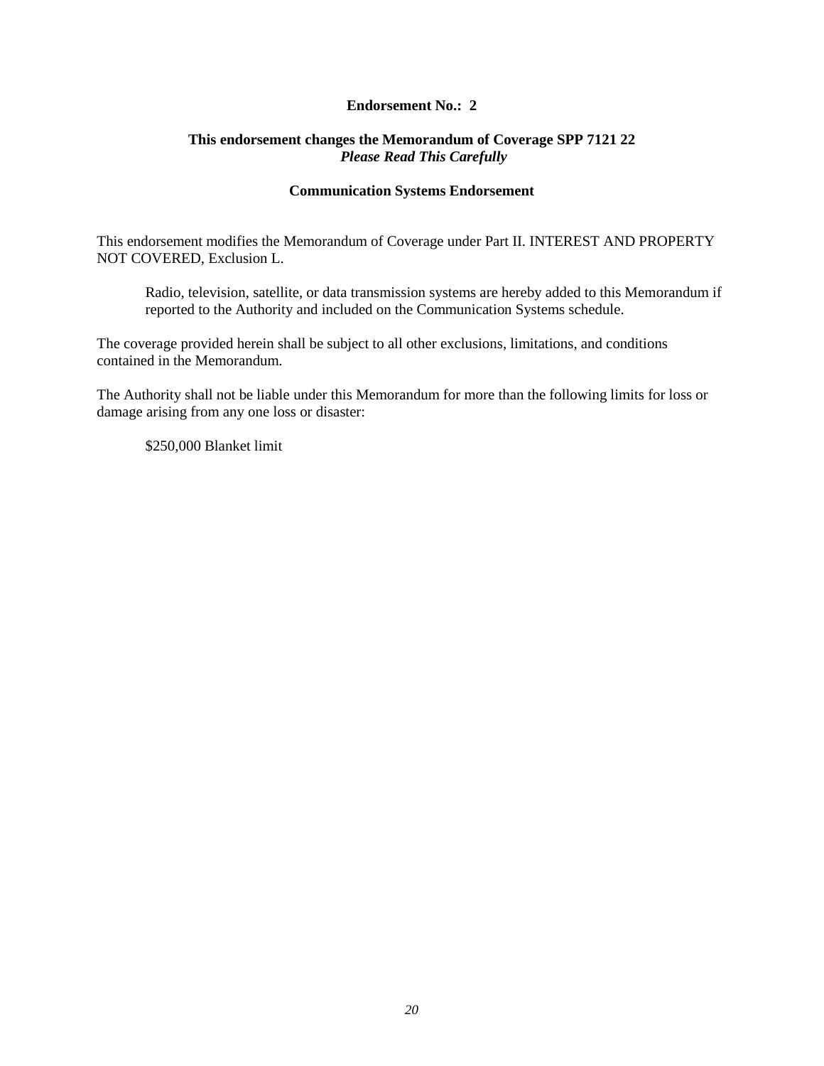**Endorsement No.: 2**

**This endorsement changes the Memorandum of Coverage SPP 7121 22**
***Please Read This Carefully***

**Communication Systems Endorsement**

This endorsement modifies the Memorandum of Coverage under Part II. INTEREST AND PROPERTY NOT COVERED, Exclusion L.

> Radio, television, satellite, or data transmission systems are hereby added to this Memorandum if reported to the Authority and included on the Communication Systems schedule.

The coverage provided herein shall be subject to all other exclusions, limitations, and conditions contained in the Memorandum.

The Authority shall not be liable under this Memorandum for more than the following limits for loss or damage arising from any one loss or disaster:

> $250,000 Blanket limit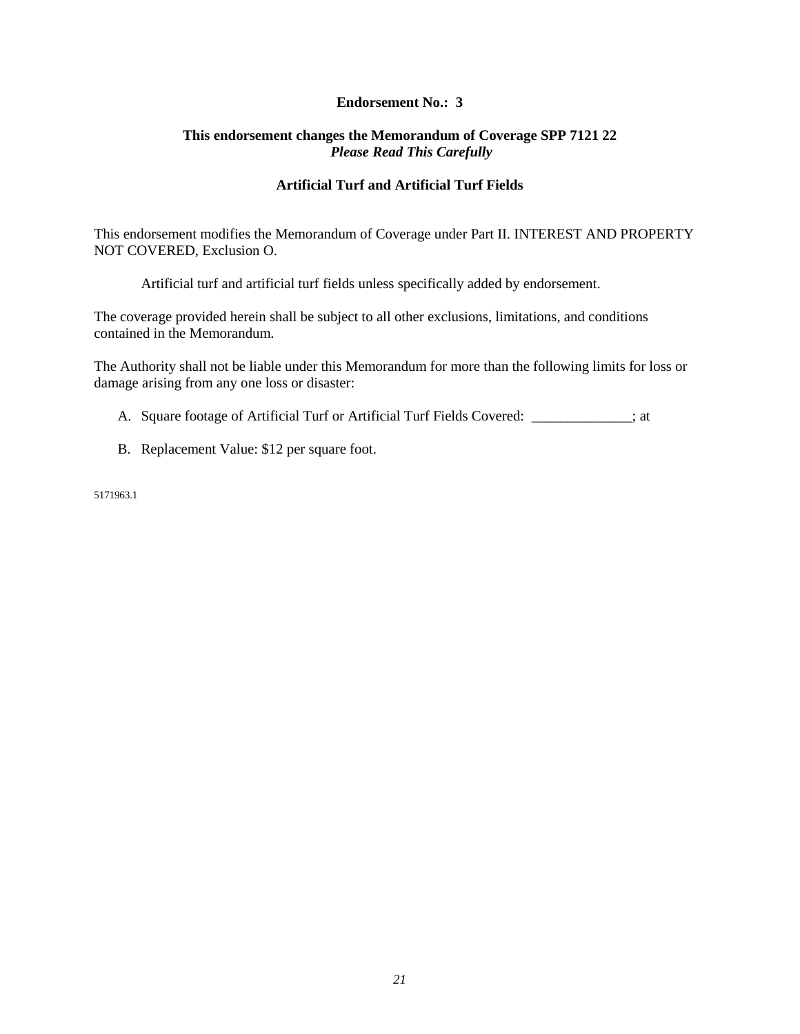**Endorsement No.: 3**

**This endorsement changes the Memorandum of Coverage SPP 7121 22**
***Please Read This Carefully***

**Artificial Turf and Artificial Turf Fields**

This endorsement modifies the Memorandum of Coverage under Part II. INTEREST AND PROPERTY NOT COVERED, Exclusion O.

Artificial turf and artificial turf fields unless specifically added by endorsement.

The coverage provided herein shall be subject to all other exclusions, limitations, and conditions contained in the Memorandum.

The Authority shall not be liable under this Memorandum for more than the following limits for loss or damage arising from any one loss or disaster:

A. Square footage of Artificial Turf or Artificial Turf Fields Covered: ______________; at

B. Replacement Value: $12 per square foot.

5171963.1